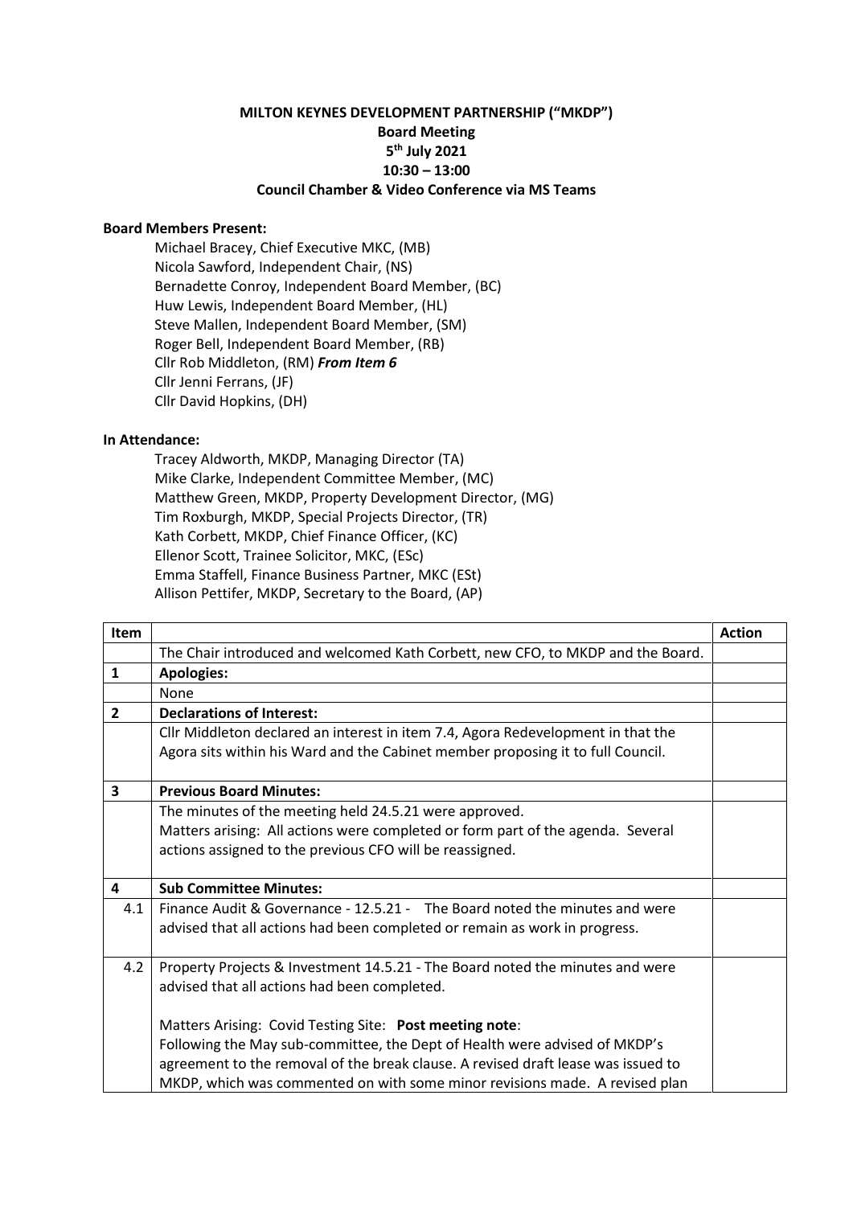**MILTON KEYNES DEVELOPMENT PARTNERSHIP ("MKDP")**
**Board Meeting**
**5th July 2021**
**10:30 – 13:00**
**Council Chamber & Video Conference via MS Teams**

**Board Members Present:**

Michael Bracey, Chief Executive MKC, (MB)
Nicola Sawford, Independent Chair, (NS)
Bernadette Conroy, Independent Board Member, (BC)
Huw Lewis, Independent Board Member, (HL)
Steve Mallen, Independent Board Member, (SM)
Roger Bell, Independent Board Member, (RB)
Cllr Rob Middleton, (RM) ***From Item 6***
Cllr Jenni Ferrans, (JF)
Cllr David Hopkins, (DH)

**In Attendance:**

Tracey Aldworth, MKDP, Managing Director (TA)
Mike Clarke, Independent Committee Member, (MC)
Matthew Green, MKDP, Property Development Director, (MG)
Tim Roxburgh, MKDP, Special Projects Director, (TR)
Kath Corbett, MKDP, Chief Finance Officer, (KC)
Ellenor Scott, Trainee Solicitor, MKC, (ESc)
Emma Staffell, Finance Business Partner, MKC (ESt)
Allison Pettifer, MKDP, Secretary to the Board, (AP)

| Item | | Action |
|---|---|---|
| | The Chair introduced and welcomed Kath Corbett, new CFO, to MKDP and the Board. | |
| **1** | **Apologies:** | |
| | None | |
| **2** | **Declarations of Interest:** | |
| | Cllr Middleton declared an interest in item 7.4, Agora Redevelopment in that the Agora sits within his Ward and the Cabinet member proposing it to full Council. | |
| **3** | **Previous Board Minutes:** | |
| | The minutes of the meeting held 24.5.21 were approved.<br>Matters arising: All actions were completed or form part of the agenda. Several actions assigned to the previous CFO will be reassigned. | |
| **4** | **Sub Committee Minutes:** | |
| 4.1 | Finance Audit & Governance - 12.5.21 - The Board noted the minutes and were advised that all actions had been completed or remain as work in progress. | |
| 4.2 | Property Projects & Investment 14.5.21 - The Board noted the minutes and were advised that all actions had been completed.<br><br>Matters Arising: Covid Testing Site: **Post meeting note**:<br>Following the May sub-committee, the Dept of Health were advised of MKDP's agreement to the removal of the break clause. A revised draft lease was issued to MKDP, which was commented on with some minor revisions made. A revised plan | |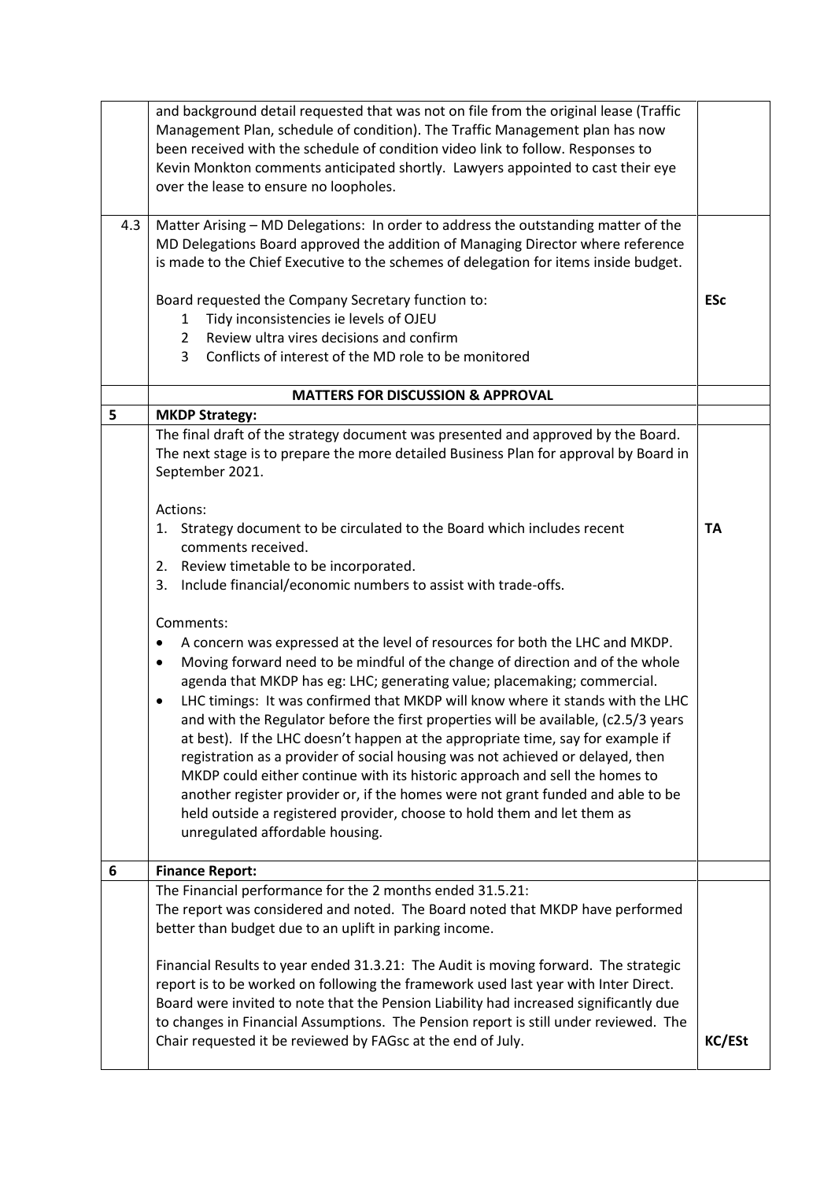| | | |
|---|---|---|
| | and background detail requested that was not on file from the original lease (Traffic Management Plan, schedule of condition). The Traffic Management plan has now been received with the schedule of condition video link to follow. Responses to Kevin Monkton comments anticipated shortly. Lawyers appointed to cast their eye over the lease to ensure no loopholes. | |
| 4.3 | Matter Arising – MD Delegations: In order to address the outstanding matter of the MD Delegations Board approved the addition of Managing Director where reference is made to the Chief Executive to the schemes of delegation for items inside budget.<br><br>Board requested the Company Secretary function to:<br>1 Tidy inconsistencies ie levels of OJEU<br>2 Review ultra vires decisions and confirm<br>3 Conflicts of interest of the MD role to be monitored | **ESc** |
| | **MATTERS FOR DISCUSSION & APPROVAL** | |
| **5** | **MKDP Strategy:** | |
| | The final draft of the strategy document was presented and approved by the Board. The next stage is to prepare the more detailed Business Plan for approval by Board in September 2021.<br><br>Actions:<br>1. Strategy document to be circulated to the Board which includes recent comments received.<br>2. Review timetable to be incorporated.<br>3. Include financial/economic numbers to assist with trade-offs.<br><br>Comments:<br>• A concern was expressed at the level of resources for both the LHC and MKDP.<br>• Moving forward need to be mindful of the change of direction and of the whole agenda that MKDP has eg: LHC; generating value; placemaking; commercial.<br>• LHC timings: It was confirmed that MKDP will know where it stands with the LHC and with the Regulator before the first properties will be available, (c2.5/3 years at best). If the LHC doesn't happen at the appropriate time, say for example if registration as a provider of social housing was not achieved or delayed, then MKDP could either continue with its historic approach and sell the homes to another register provider or, if the homes were not grant funded and able to be held outside a registered provider, choose to hold them and let them as unregulated affordable housing. | **TA** |
| **6** | **Finance Report:** | |
| | The Financial performance for the 2 months ended 31.5.21:<br>The report was considered and noted. The Board noted that MKDP have performed better than budget due to an uplift in parking income.<br><br>Financial Results to year ended 31.3.21: The Audit is moving forward. The strategic report is to be worked on following the framework used last year with Inter Direct. Board were invited to note that the Pension Liability had increased significantly due to changes in Financial Assumptions. The Pension report is still under reviewed. The Chair requested it be reviewed by FAGsc at the end of July. | **KC/ESt** |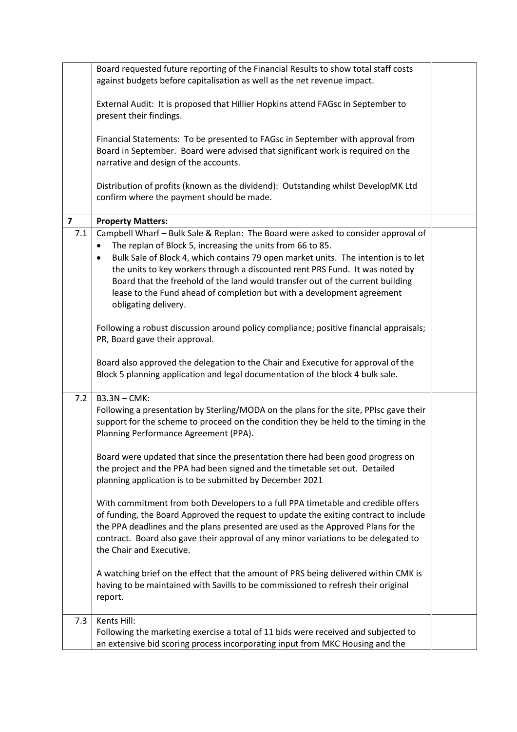| | | |
|---|---|---|
| | Board requested future reporting of the Financial Results to show total staff costs against budgets before capitalisation as well as the net revenue impact.<br><br>External Audit: It is proposed that Hillier Hopkins attend FAGsc in September to present their findings.<br><br>Financial Statements: To be presented to FAGsc in September with approval from Board in September. Board were advised that significant work is required on the narrative and design of the accounts.<br><br>Distribution of profits (known as the dividend): Outstanding whilst DevelopMK Ltd confirm where the payment should be made. | |
| **7** | **Property Matters:** | |
| 7.1 | Campbell Wharf – Bulk Sale & Replan: The Board were asked to consider approval of<br>• The replan of Block 5, increasing the units from 66 to 85.<br>• Bulk Sale of Block 4, which contains 79 open market units. The intention is to let the units to key workers through a discounted rent PRS Fund. It was noted by Board that the freehold of the land would transfer out of the current building lease to the Fund ahead of completion but with a development agreement obligating delivery.<br><br>Following a robust discussion around policy compliance; positive financial appraisals; PR, Board gave their approval.<br><br>Board also approved the delegation to the Chair and Executive for approval of the Block 5 planning application and legal documentation of the block 4 bulk sale. | |
| 7.2 | B3.3N – CMK:<br>Following a presentation by Sterling/MODA on the plans for the site, PPIsc gave their support for the scheme to proceed on the condition they be held to the timing in the Planning Performance Agreement (PPA).<br><br>Board were updated that since the presentation there had been good progress on the project and the PPA had been signed and the timetable set out. Detailed planning application is to be submitted by December 2021<br><br>With commitment from both Developers to a full PPA timetable and credible offers of funding, the Board Approved the request to update the exiting contract to include the PPA deadlines and the plans presented are used as the Approved Plans for the contract. Board also gave their approval of any minor variations to be delegated to the Chair and Executive.<br><br>A watching brief on the effect that the amount of PRS being delivered within CMK is having to be maintained with Savills to be commissioned to refresh their original report. | |
| 7.3 | Kents Hill:<br>Following the marketing exercise a total of 11 bids were received and subjected to an extensive bid scoring process incorporating input from MKC Housing and the | |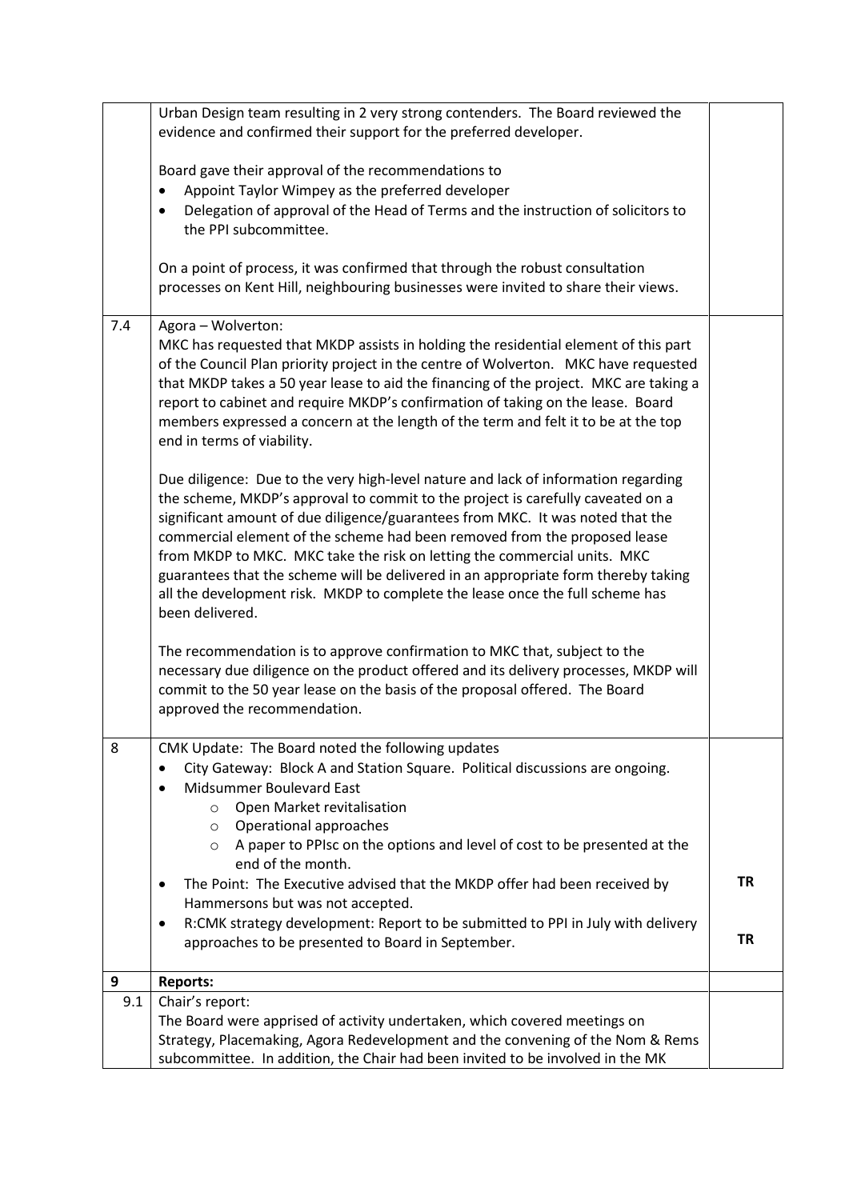| | | |
|---|---|---|
| | Urban Design team resulting in 2 very strong contenders. The Board reviewed the evidence and confirmed their support for the preferred developer.<br><br>Board gave their approval of the recommendations to<br>• Appoint Taylor Wimpey as the preferred developer<br>• Delegation of approval of the Head of Terms and the instruction of solicitors to the PPI subcommittee.<br><br>On a point of process, it was confirmed that through the robust consultation processes on Kent Hill, neighbouring businesses were invited to share their views. | |
| 7.4 | Agora – Wolverton:<br>MKC has requested that MKDP assists in holding the residential element of this part of the Council Plan priority project in the centre of Wolverton. MKC have requested that MKDP takes a 50 year lease to aid the financing of the project. MKC are taking a report to cabinet and require MKDP's confirmation of taking on the lease. Board members expressed a concern at the length of the term and felt it to be at the top end in terms of viability.<br><br>Due diligence: Due to the very high-level nature and lack of information regarding the scheme, MKDP's approval to commit to the project is carefully caveated on a significant amount of due diligence/guarantees from MKC. It was noted that the commercial element of the scheme had been removed from the proposed lease from MKDP to MKC. MKC take the risk on letting the commercial units. MKC guarantees that the scheme will be delivered in an appropriate form thereby taking all the development risk. MKDP to complete the lease once the full scheme has been delivered.<br><br>The recommendation is to approve confirmation to MKC that, subject to the necessary due diligence on the product offered and its delivery processes, MKDP will commit to the 50 year lease on the basis of the proposal offered. The Board approved the recommendation. | |
| 8 | CMK Update: The Board noted the following updates<br>• City Gateway: Block A and Station Square. Political discussions are ongoing.<br>• Midsummer Boulevard East<br>  ○ Open Market revitalisation<br>  ○ Operational approaches<br>  ○ A paper to PPIsc on the options and level of cost to be presented at the end of the month.<br>• The Point: The Executive advised that the MKDP offer had been received by Hammersons but was not accepted.<br>• R:CMK strategy development: Report to be submitted to PPI in July with delivery approaches to be presented to Board in September. | TR<br><br>TR |
| **9** | **Reports:** | |
| 9.1 | Chair's report:<br>The Board were apprised of activity undertaken, which covered meetings on Strategy, Placemaking, Agora Redevelopment and the convening of the Nom & Rems subcommittee. In addition, the Chair had been invited to be involved in the MK | |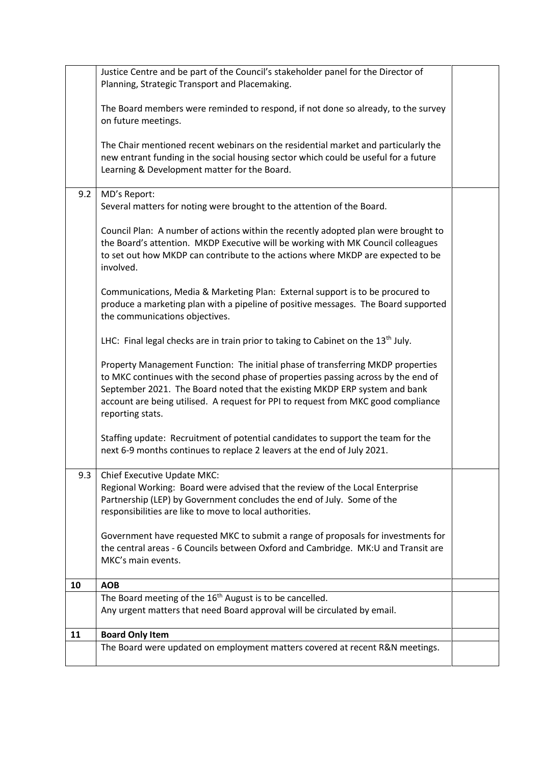| | | |
|---|---|---|
| | Justice Centre and be part of the Council's stakeholder panel for the Director of Planning, Strategic Transport and Placemaking.<br><br>The Board members were reminded to respond, if not done so already, to the survey on future meetings.<br><br>The Chair mentioned recent webinars on the residential market and particularly the new entrant funding in the social housing sector which could be useful for a future Learning & Development matter for the Board. | |
| 9.2 | MD's Report:<br>Several matters for noting were brought to the attention of the Board.<br><br>Council Plan: A number of actions within the recently adopted plan were brought to the Board's attention. MKDP Executive will be working with MK Council colleagues to set out how MKDP can contribute to the actions where MKDP are expected to be involved.<br><br>Communications, Media & Marketing Plan: External support is to be procured to produce a marketing plan with a pipeline of positive messages. The Board supported the communications objectives.<br><br>LHC: Final legal checks are in train prior to taking to Cabinet on the 13th July.<br><br>Property Management Function: The initial phase of transferring MKDP properties to MKC continues with the second phase of properties passing across by the end of September 2021. The Board noted that the existing MKDP ERP system and bank account are being utilised. A request for PPI to request from MKC good compliance reporting stats.<br><br>Staffing update: Recruitment of potential candidates to support the team for the next 6-9 months continues to replace 2 leavers at the end of July 2021. | |
| 9.3 | Chief Executive Update MKC:<br>Regional Working: Board were advised that the review of the Local Enterprise Partnership (LEP) by Government concludes the end of July. Some of the responsibilities are like to move to local authorities.<br><br>Government have requested MKC to submit a range of proposals for investments for the central areas - 6 Councils between Oxford and Cambridge. MK:U and Transit are MKC's main events. | |
| **10** | **AOB** | |
| | The Board meeting of the 16th August is to be cancelled.<br>Any urgent matters that need Board approval will be circulated by email. | |
| **11** | **Board Only Item** | |
| | The Board were updated on employment matters covered at recent R&N meetings. | |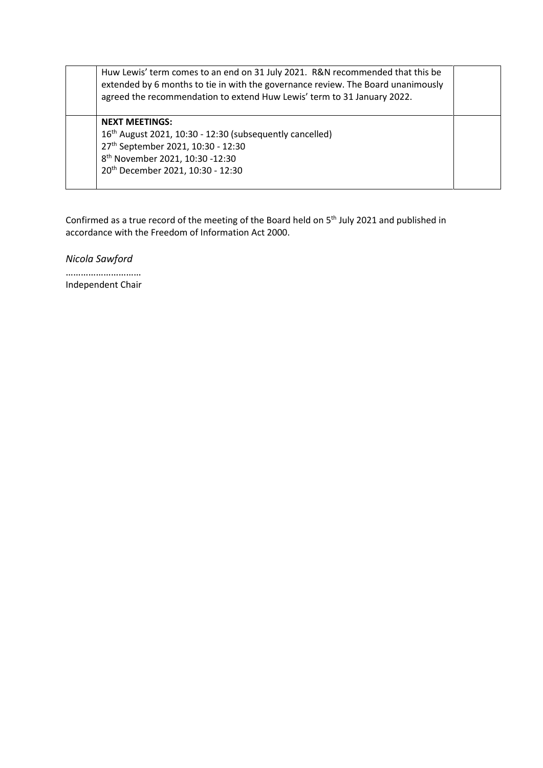| | | |
|---|---|---|
| | Huw Lewis' term comes to an end on 31 July 2021. R&N recommended that this be extended by 6 months to tie in with the governance review. The Board unanimously agreed the recommendation to extend Huw Lewis' term to 31 January 2022. | |
| | **NEXT MEETINGS:**<br>16th August 2021, 10:30 - 12:30 (subsequently cancelled)<br>27th September 2021, 10:30 - 12:30<br>8th November 2021, 10:30 -12:30<br>20th December 2021, 10:30 - 12:30 | |

Confirmed as a true record of the meeting of the Board held on 5th July 2021 and published in accordance with the Freedom of Information Act 2000.

*Nicola Sawford*

…………………………
Independent Chair